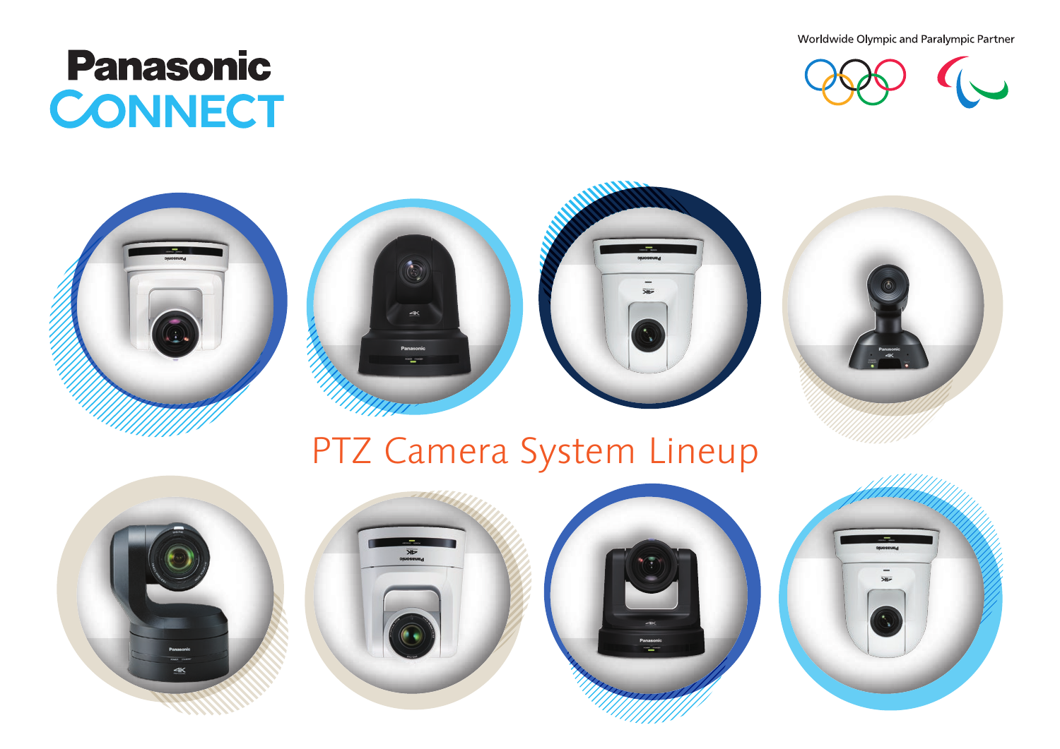Panasonic CONNECT

Worldwide Olympic and Paralympic Partner

# PTZ Camera System Lineup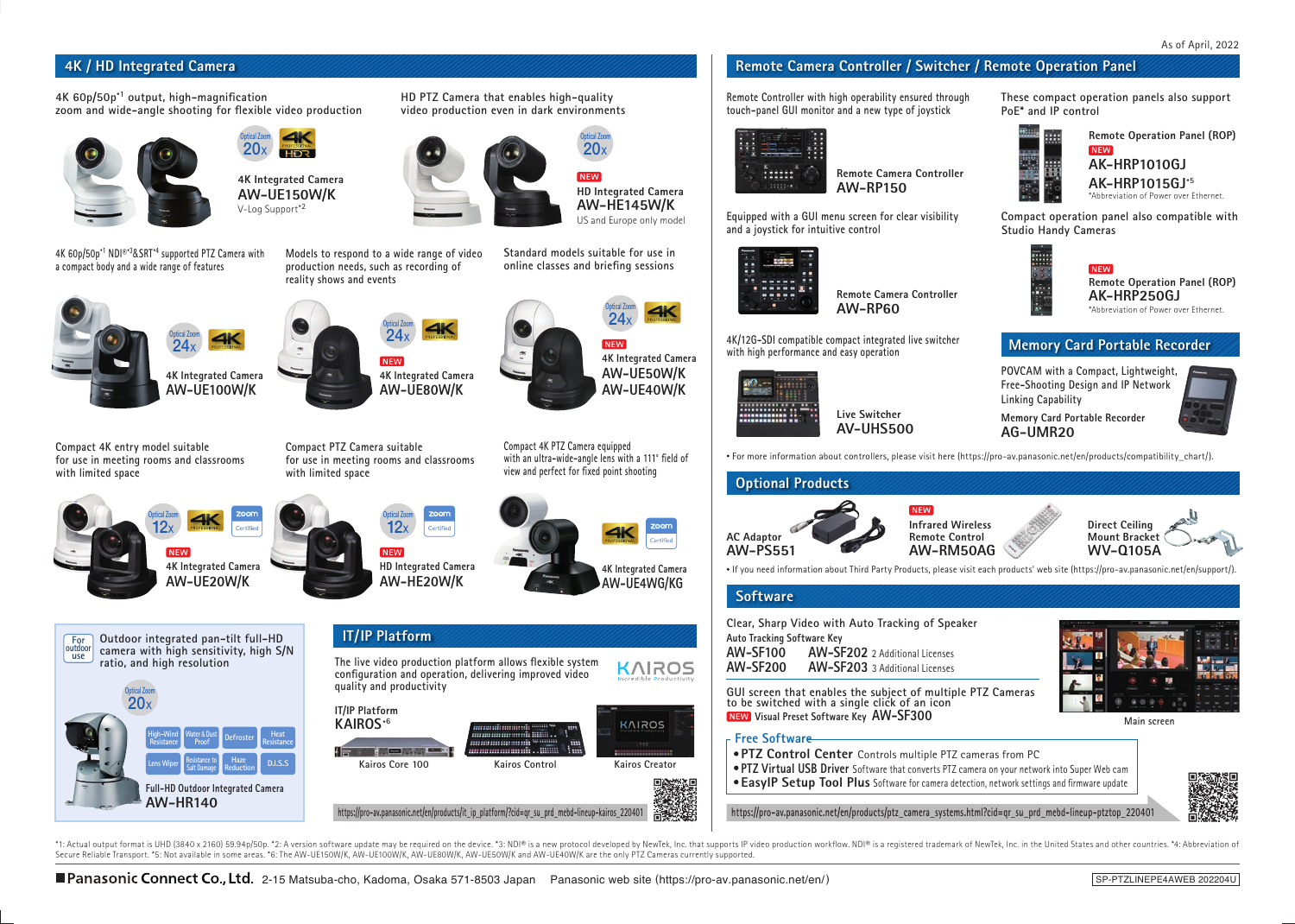As of April, 2022

## 4K / HD Integrated Camera

4K 60p/50p[*1] output, high-magnification zoom and wide-angle shooting for flexible video production

Optical Zoom 20x

4K Integrated Camera
**AW-UE150W/K**
V-Log Support[*2]

HD PTZ Camera that enables high-quality video production even in dark environments

Optical Zoom 20x

NEW
HD Integrated Camera
**AW-HE145W/K**
US and Europe only model

4K 60p/50p[*1] NDI®[*3]&SRT[*4] supported PTZ Camera with a compact body and a wide range of features

Optical Zoom 24x

4K Integrated Camera
**AW-UE100W/K**

Models to respond to a wide range of video production needs, such as recording of reality shows and events

Optical Zoom 24x

NEW
4K Integrated Camera
**AW-UE80W/K**

Standard models suitable for use in online classes and briefing sessions

Optical Zoom 24x

NEW
4K Integrated Camera
**AW-UE50W/K**
**AW-UE40W/K**

Compact 4K entry model suitable for use in meeting rooms and classrooms with limited space

Optical Zoom 12x

NEW
4K Integrated Camera
**AW-UE20W/K**

Compact PTZ Camera suitable for use in meeting rooms and classrooms with limited space

Optical Zoom 12x

NEW
HD Integrated Camera
**AW-HE20W/K**

Compact 4K PTZ Camera equipped with an ultra-wide-angle lens with a 111° field of view and perfect for fixed point shooting

4K Integrated Camera
**AW-UE4WG/KG**

For outdoor use

Outdoor integrated pan-tilt full-HD camera with high sensitivity, high S/N ratio, and high resolution

Optical Zoom 20x

High-Wind Resistance / Water & Dust Proof / Defroster / Heat Resistance / Lens Wiper / Resistance to Salt Damage / Haze Reduction / D.I.S.S

Full-HD Outdoor Integrated Camera
**AW-HR140**

## IT/IP Platform

The live video production platform allows flexible system configuration and operation, delivering improved video quality and productivity

KAIROS Incredible Productivity

IT/IP Platform
**KAIROS**[*6]

Kairos Core 100

Kairos Control

Kairos Creator

https://pro-av.panasonic.net/en/products/it_ip_platform/?cid=qr_su_prd_mebd-lineup-kairos_220401

## Remote Camera Controller / Switcher / Remote Operation Panel

Remote Controller with high operability ensured through touch-panel GUI monitor and a new type of joystick

Remote Camera Controller
**AW-RP150**

Equipped with a GUI menu screen for clear visibility and a joystick for intuitive control

Remote Camera Controller
**AW-RP60**

4K/12G-SDI compatible compact integrated live switcher with high performance and easy operation

Live Switcher
**AV-UHS500**

These compact operation panels also support PoE* and IP control

Remote Operation Panel (ROP)
NEW
**AK-HRP1010GJ**
**AK-HRP1015GJ**[*5]
*Abbreviation of Power over Ethernet.

Compact operation panel also compatible with Studio Handy Cameras

NEW
Remote Operation Panel (ROP)
**AK-HRP250GJ**
*Abbreviation of Power over Ethernet.

## Memory Card Portable Recorder

POVCAM with a Compact, Lightweight, Free-Shooting Design and IP Network Linking Capability

Memory Card Portable Recorder
**AG-UMR20**

• For more information about controllers, please visit here (https://pro-av.panasonic.net/en/products/compatibility_chart/).

## Optional Products

AC Adaptor
**AW-PS551**

NEW
Infrared Wireless Remote Control
**AW-RM50AG**

Direct Ceiling Mount Bracket
**WV-Q105A**

• If you need information about Third Party Products, please visit each products' web site (https://pro-av.panasonic.net/en/support/).

## Software

Clear, Sharp Video with Auto Tracking of Speaker

Auto Tracking Software Key
**AW-SF100** **AW-SF202** 2 Additional Licenses
**AW-SF200** **AW-SF203** 3 Additional Licenses

GUI screen that enables the subject of multiple PTZ Cameras to be switched with a single click of an icon

NEW Visual Preset Software Key **AW-SF300**

Main screen

### Free Software

- **PTZ Control Center** Controls multiple PTZ cameras from PC
- **PTZ Virtual USB Driver** Software that converts PTZ camera on your network into Super Web cam
- **EasyIP Setup Tool Plus** Software for camera detection, network settings and firmware update

https://pro-av.panasonic.net/en/products/ptz_camera_systems.html?cid=qr_su_prd_mebd-lineup-ptztop_220401

*1: Actual output format is UHD (3840 x 2160) 59.94p/50p. *2: A version software update may be required on the device. *3: NDI® is a new protocol developed by NewTek, Inc. that supports IP video production workflow. NDI® is a registered trademark of NewTek, Inc. in the United States and other countries. *4: Abbreviation of Secure Reliable Transport. *5: Not available in some areas. *6: The AW-UE150W/K, AW-UE100W/K, AW-UE80W/K, AW-UE50W/K and AW-UE40W/K are the only PTZ Cameras currently supported.

**Panasonic Connect Co., Ltd.** 2-15 Matsuba-cho, Kadoma, Osaka 571-8503 Japan Panasonic web site (https://pro-av.panasonic.net/en/)

SP-PTZLINEPE4AWEB 202204U